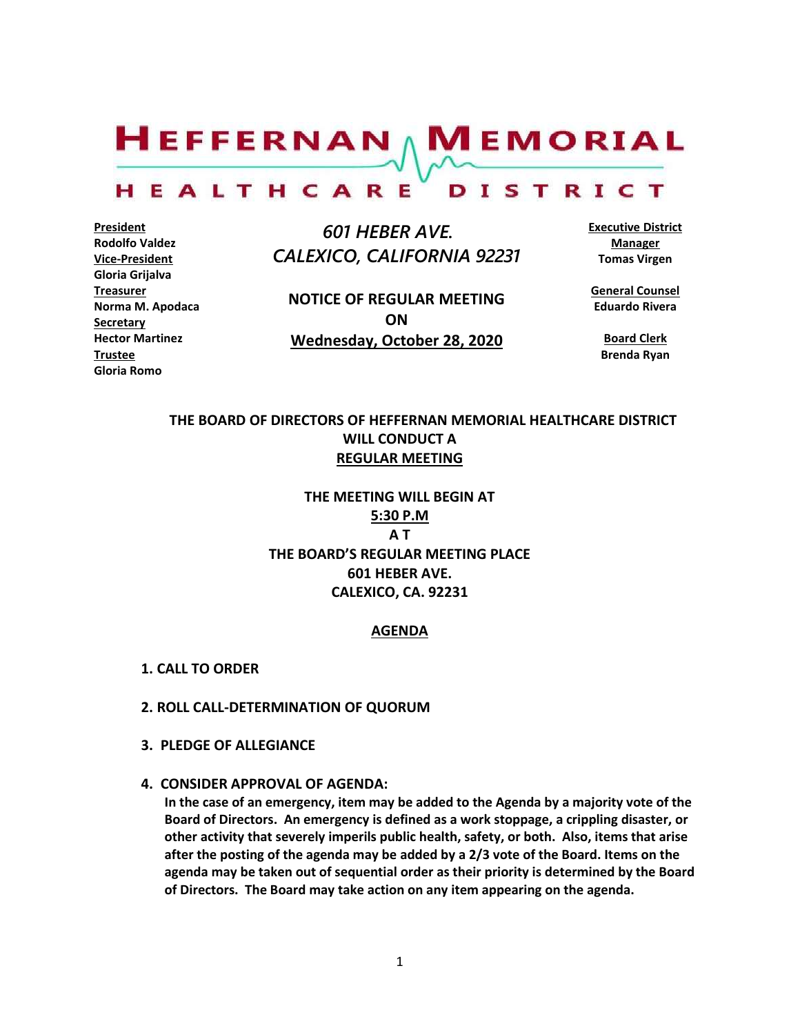# HEFFERNAN MEMORIAL HEALTHCARE DISTRICT

**President**
Rodolfo Valdez
**Vice-President**
Gloria Grijalva
**Treasurer**
Norma M. Apodaca
**Secretary**
Hector Martinez
**Trustee**
Gloria Romo

*601 HEBER AVE.*
*CALEXICO, CALIFORNIA 92231*

**NOTICE OF REGULAR MEETING**
**ON**
**Wednesday, October 28, 2020**

**Executive District Manager**
Tomas Virgen

**General Counsel**
Eduardo Rivera

**Board Clerk**
Brenda Ryan

**THE BOARD OF DIRECTORS OF HEFFERNAN MEMORIAL HEALTHCARE DISTRICT WILL CONDUCT A REGULAR MEETING**

**THE MEETING WILL BEGIN AT 5:30 P.M AT THE BOARD'S REGULAR MEETING PLACE 601 HEBER AVE. CALEXICO, CA. 92231**

## AGENDA

**1. CALL TO ORDER**

**2. ROLL CALL-DETERMINATION OF QUORUM**

**3. PLEDGE OF ALLEGIANCE**

**4. CONSIDER APPROVAL OF AGENDA:**
**In the case of an emergency, item may be added to the Agenda by a majority vote of the Board of Directors. An emergency is defined as a work stoppage, a crippling disaster, or other activity that severely imperils public health, safety, or both. Also, items that arise after the posting of the agenda may be added by a 2/3 vote of the Board. Items on the agenda may be taken out of sequential order as their priority is determined by the Board of Directors. The Board may take action on any item appearing on the agenda.**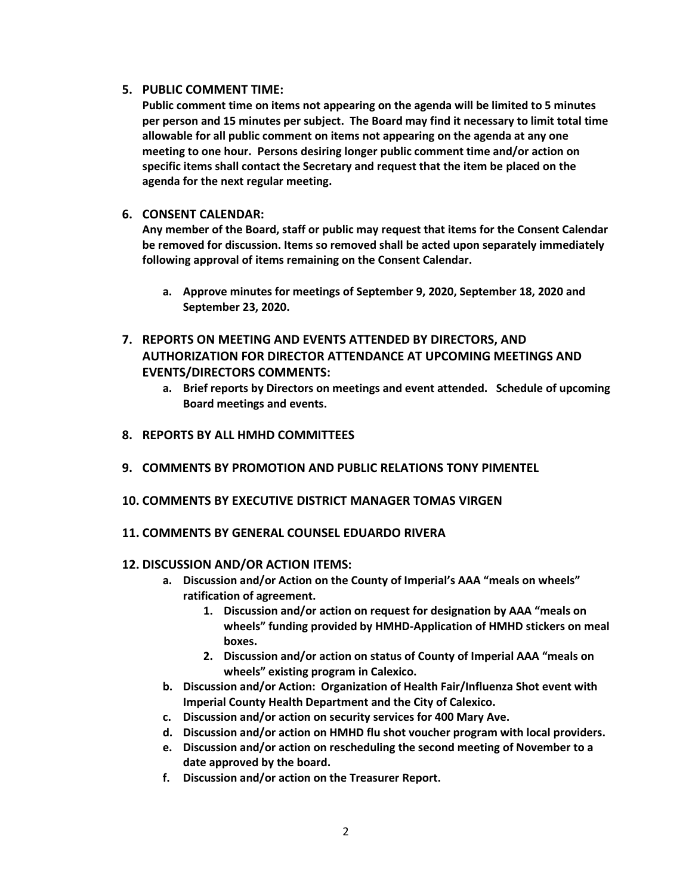5. **PUBLIC COMMENT TIME:**

   **Public comment time on items not appearing on the agenda will be limited to 5 minutes per person and 15 minutes per subject. The Board may find it necessary to limit total time allowable for all public comment on items not appearing on the agenda at any one meeting to one hour. Persons desiring longer public comment time and/or action on specific items shall contact the Secretary and request that the item be placed on the agenda for the next regular meeting.**

6. **CONSENT CALENDAR:**

   **Any member of the Board, staff or public may request that items for the Consent Calendar be removed for discussion. Items so removed shall be acted upon separately immediately following approval of items remaining on the Consent Calendar.**

   a. **Approve minutes for meetings of September 9, 2020, September 18, 2020 and September 23, 2020.**

7. **REPORTS ON MEETING AND EVENTS ATTENDED BY DIRECTORS, AND AUTHORIZATION FOR DIRECTOR ATTENDANCE AT UPCOMING MEETINGS AND EVENTS/DIRECTORS COMMENTS:**

   a. **Brief reports by Directors on meetings and event attended. Schedule of upcoming Board meetings and events.**

8. **REPORTS BY ALL HMHD COMMITTEES**

9. **COMMENTS BY PROMOTION AND PUBLIC RELATIONS TONY PIMENTEL**

10. **COMMENTS BY EXECUTIVE DISTRICT MANAGER TOMAS VIRGEN**

11. **COMMENTS BY GENERAL COUNSEL EDUARDO RIVERA**

12. **DISCUSSION AND/OR ACTION ITEMS:**

    a. **Discussion and/or Action on the County of Imperial's AAA "meals on wheels" ratification of agreement.**

       1. **Discussion and/or action on request for designation by AAA "meals on wheels" funding provided by HMHD-Application of HMHD stickers on meal boxes.**
       2. **Discussion and/or action on status of County of Imperial AAA "meals on wheels" existing program in Calexico.**

    b. **Discussion and/or Action: Organization of Health Fair/Influenza Shot event with Imperial County Health Department and the City of Calexico.**

    c. **Discussion and/or action on security services for 400 Mary Ave.**

    d. **Discussion and/or action on HMHD flu shot voucher program with local providers.**

    e. **Discussion and/or action on rescheduling the second meeting of November to a date approved by the board.**

    f. **Discussion and/or action on the Treasurer Report.**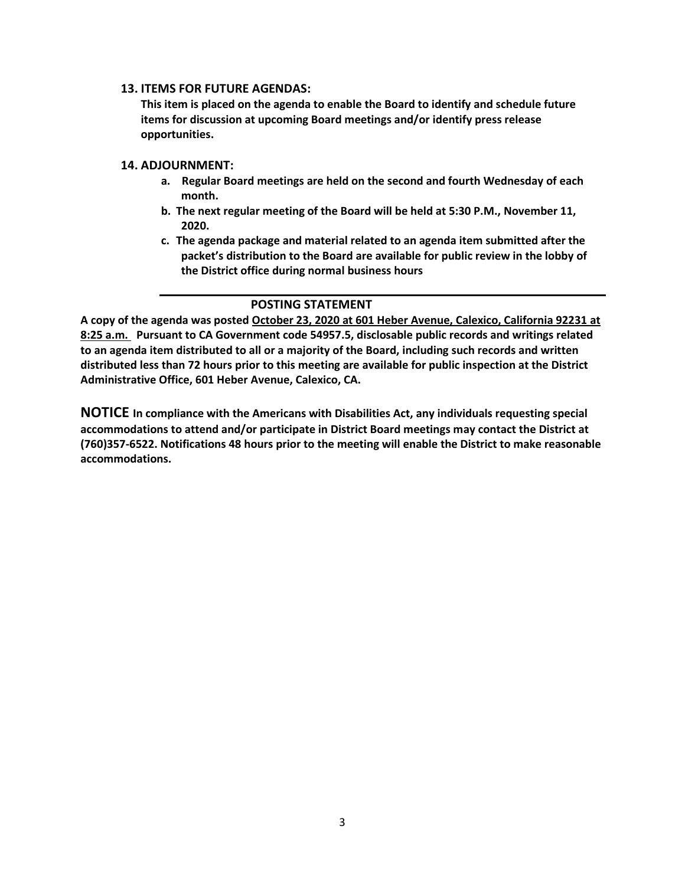**13. ITEMS FOR FUTURE AGENDAS:**

**This item is placed on the agenda to enable the Board to identify and schedule future items for discussion at upcoming Board meetings and/or identify press release opportunities.**

**14. ADJOURNMENT:**

- **a. Regular Board meetings are held on the second and fourth Wednesday of each month.**
- **b. The next regular meeting of the Board will be held at 5:30 P.M., November 11, 2020.**
- **c. The agenda package and material related to an agenda item submitted after the packet's distribution to the Board are available for public review in the lobby of the District office during normal business hours**

---

**POSTING STATEMENT**

**A copy of the agenda was posted <u>October 23, 2020 at 601 Heber Avenue, Calexico, California 92231 at 8:25 a.m.</u> Pursuant to CA Government code 54957.5, disclosable public records and writings related to an agenda item distributed to all or a majority of the Board, including such records and written distributed less than 72 hours prior to this meeting are available for public inspection at the District Administrative Office, 601 Heber Avenue, Calexico, CA.**

**NOTICE In compliance with the Americans with Disabilities Act, any individuals requesting special accommodations to attend and/or participate in District Board meetings may contact the District at (760)357-6522. Notifications 48 hours prior to the meeting will enable the District to make reasonable accommodations.**